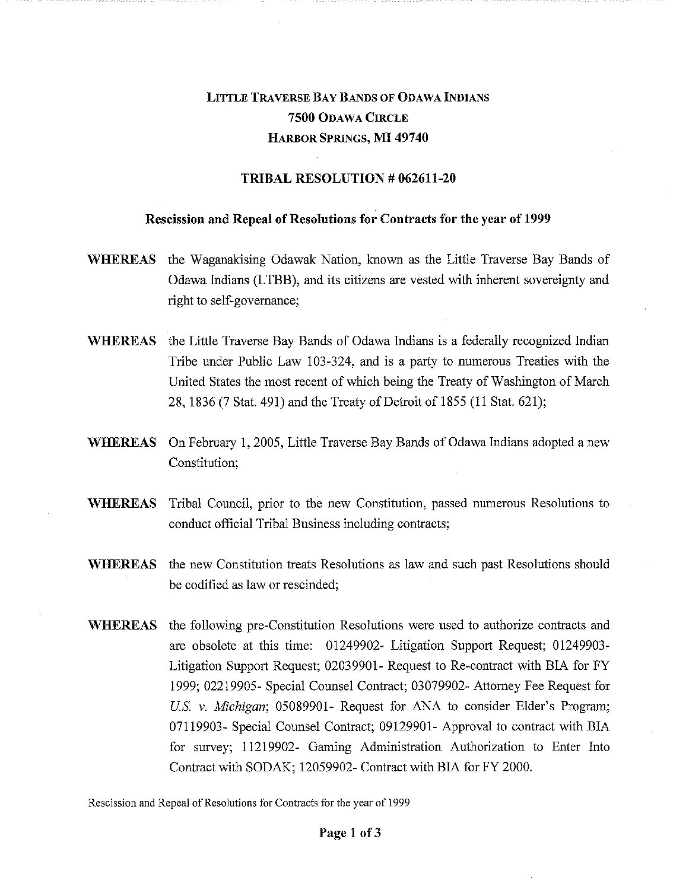# LITTLE TRAVERSE BAY BANDS OF ODAWA INDIANS
## 7500 ODAWA CIRCLE
## HARBOR SPRINGS, MI 49740

### TRIBAL RESOLUTION # 062611-20

**Rescission and Repeal of Resolutions for Contracts for the year of 1999**

**WHEREAS** the Waganakising Odawak Nation, known as the Little Traverse Bay Bands of Odawa Indians (LTBB), and its citizens are vested with inherent sovereignty and right to self-governance;

**WHEREAS** the Little Traverse Bay Bands of Odawa Indians is a federally recognized Indian Tribe under Public Law 103-324, and is a party to numerous Treaties with the United States the most recent of which being the Treaty of Washington of March 28, 1836 (7 Stat. 491) and the Treaty of Detroit of 1855 (11 Stat. 621);

**WHEREAS** On February 1, 2005, Little Traverse Bay Bands of Odawa Indians adopted a new Constitution;

**WHEREAS** Tribal Council, prior to the new Constitution, passed numerous Resolutions to conduct official Tribal Business including contracts;

**WHEREAS** the new Constitution treats Resolutions as law and such past Resolutions should be codified as law or rescinded;

**WHEREAS** the following pre-Constitution Resolutions were used to authorize contracts and are obsolete at this time: 01249902- Litigation Support Request; 01249903- Litigation Support Request; 02039901- Request to Re-contract with BIA for FY 1999; 02219905- Special Counsel Contract; 03079902- Attorney Fee Request for *U.S. v. Michigan*; 05089901- Request for ANA to consider Elder's Program; 07119903- Special Counsel Contract; 09129901- Approval to contract with BIA for survey; 11219902- Gaming Administration Authorization to Enter Into Contract with SODAK; 12059902- Contract with BIA for FY 2000.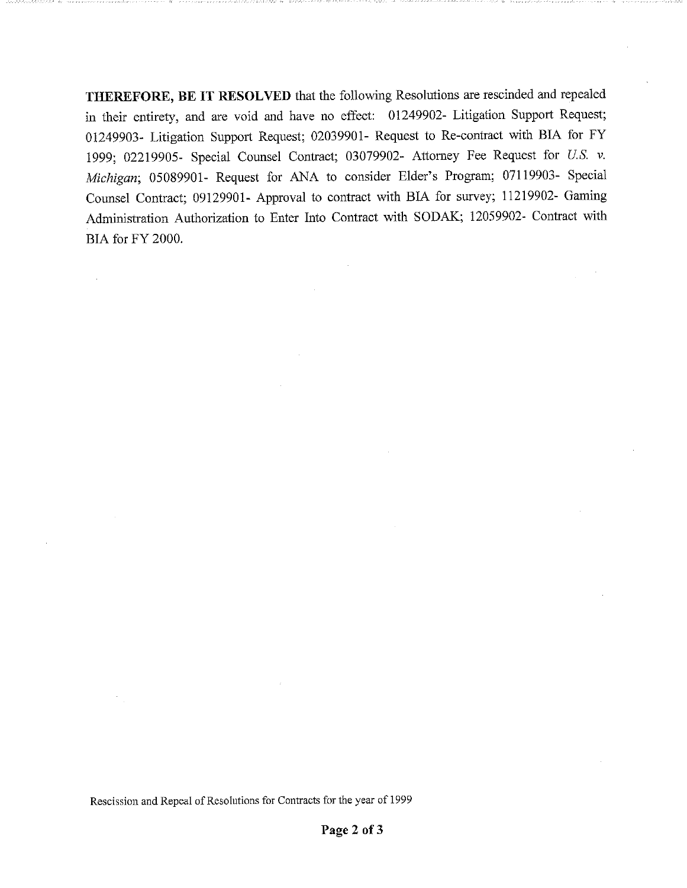**THEREFORE, BE IT RESOLVED** that the following Resolutions are rescinded and repealed in their entirety, and are void and have no effect: 01249902- Litigation Support Request; 01249903- Litigation Support Request; 02039901- Request to Re-contract with BIA for FY 1999; 02219905- Special Counsel Contract; 03079902- Attorney Fee Request for *U.S. v. Michigan*; 05089901- Request for ANA to consider Elder's Program; 07119903- Special Counsel Contract; 09129901- Approval to contract with BIA for survey; 11219902- Gaming Administration Authorization to Enter Into Contract with SODAK; 12059902- Contract with BIA for FY 2000.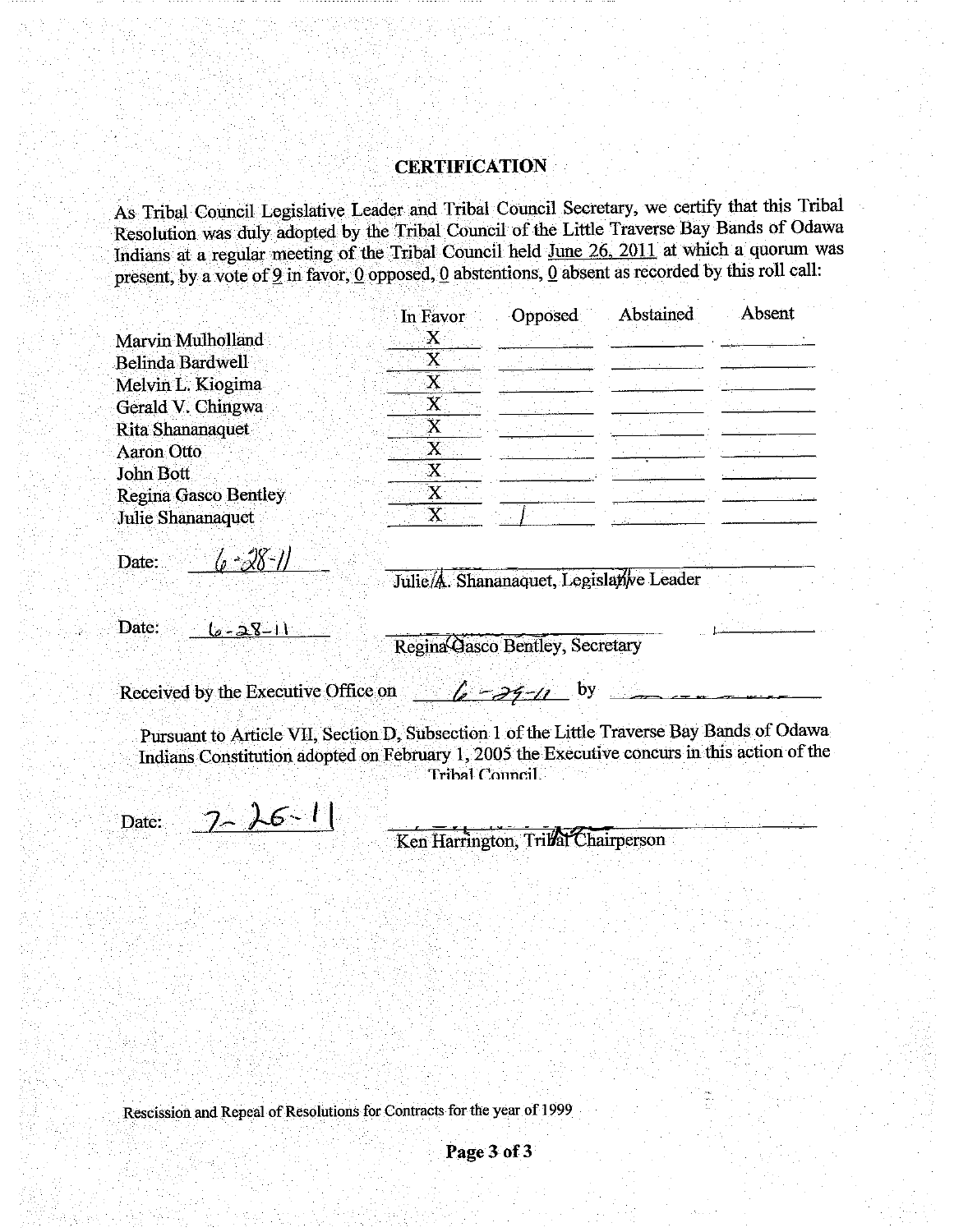## CERTIFICATION

As Tribal Council Legislative Leader and Tribal Council Secretary, we certify that this Tribal Resolution was duly adopted by the Tribal Council of the Little Traverse Bay Bands of Odawa Indians at a regular meeting of the Tribal Council held June 26, 2011 at which a quorum was present, by a vote of 9 in favor, 0 opposed, 0 abstentions, 0 absent as recorded by this roll call:

| | In Favor | Opposed | Abstained | Absent |
|---|---|---|---|---|
| Marvin Mulholland | X | | | |
| Belinda Bardwell | X | | | |
| Melvin L. Kiogima | X | | | |
| Gerald V. Chingwa | X | | | |
| Rita Shananaquet | X | | | |
| Aaron Otto | X | | | |
| John Bott | X | | | |
| Regina Gasco Bentley | X | | | |
| Julie Shananaquet | X | / | | |

Date: 6-28-11

Julie A. Shananaquet, Legislative Leader

Date: 6-28-11

Regina Gasco Bentley, Secretary

Received by the Executive Office on 6-29-11 by

Pursuant to Article VII, Section D, Subsection 1 of the Little Traverse Bay Bands of Odawa Indians Constitution adopted on February 1, 2005 the Executive concurs in this action of the Tribal Council.

Date: 7-26-11

Ken Harrington, Tribal Chairperson

Rescission and Repeal of Resolutions for Contracts for the year of 1999